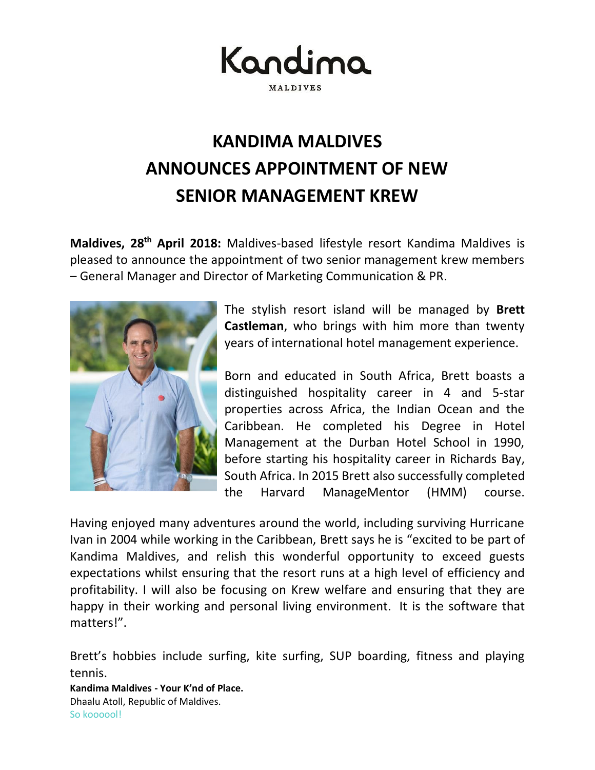Kandima

MALDIVES

# KANDIMA MALDIVES ANNOUNCES APPOINTMENT OF NEW SENIOR MANAGEMENT KREW

**Maldives, 28th April 2018:** Maldives-based lifestyle resort Kandima Maldives is pleased to announce the appointment of two senior management krew members – General Manager and Director of Marketing Communication & PR.

The stylish resort island will be managed by **Brett Castleman**, who brings with him more than twenty years of international hotel management experience.

Born and educated in South Africa, Brett boasts a distinguished hospitality career in 4 and 5-star properties across Africa, the Indian Ocean and the Caribbean. He completed his Degree in Hotel Management at the Durban Hotel School in 1990, before starting his hospitality career in Richards Bay, South Africa. In 2015 Brett also successfully completed the Harvard ManageMentor (HMM) course.

Having enjoyed many adventures around the world, including surviving Hurricane Ivan in 2004 while working in the Caribbean, Brett says he is "excited to be part of Kandima Maldives, and relish this wonderful opportunity to exceed guests expectations whilst ensuring that the resort runs at a high level of efficiency and profitability. I will also be focusing on Krew welfare and ensuring that they are happy in their working and personal living environment. It is the software that matters!".

Brett's hobbies include surfing, kite surfing, SUP boarding, fitness and playing tennis.

**Kandima Maldives - Your K'nd of Place.**
Dhaalu Atoll, Republic of Maldives.
So koooool!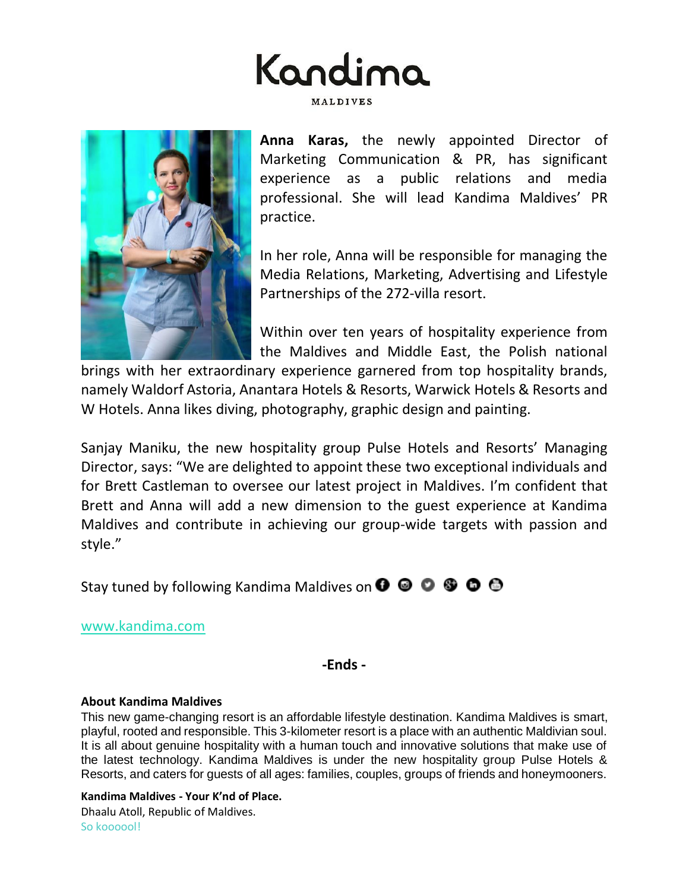# Kandima

MALDIVES

**Anna Karas,** the newly appointed Director of Marketing Communication & PR, has significant experience as a public relations and media professional. She will lead Kandima Maldives' PR practice.

In her role, Anna will be responsible for managing the Media Relations, Marketing, Advertising and Lifestyle Partnerships of the 272-villa resort.

Within over ten years of hospitality experience from the Maldives and Middle East, the Polish national brings with her extraordinary experience garnered from top hospitality brands, namely Waldorf Astoria, Anantara Hotels & Resorts, Warwick Hotels & Resorts and W Hotels. Anna likes diving, photography, graphic design and painting.

Sanjay Maniku, the new hospitality group Pulse Hotels and Resorts' Managing Director, says: "We are delighted to appoint these two exceptional individuals and for Brett Castleman to oversee our latest project in Maldives. I'm confident that Brett and Anna will add a new dimension to the guest experience at Kandima Maldives and contribute in achieving our group-wide targets with passion and style."

Stay tuned by following Kandima Maldives on

www.kandima.com

**-Ends -**

**About Kandima Maldives**

This new game-changing resort is an affordable lifestyle destination. Kandima Maldives is smart, playful, rooted and responsible. This 3-kilometer resort is a place with an authentic Maldivian soul. It is all about genuine hospitality with a human touch and innovative solutions that make use of the latest technology. Kandima Maldives is under the new hospitality group Pulse Hotels & Resorts, and caters for guests of all ages: families, couples, groups of friends and honeymooners.

**Kandima Maldives - Your K'nd of Place.**
Dhaalu Atoll, Republic of Maldives.
So koooool!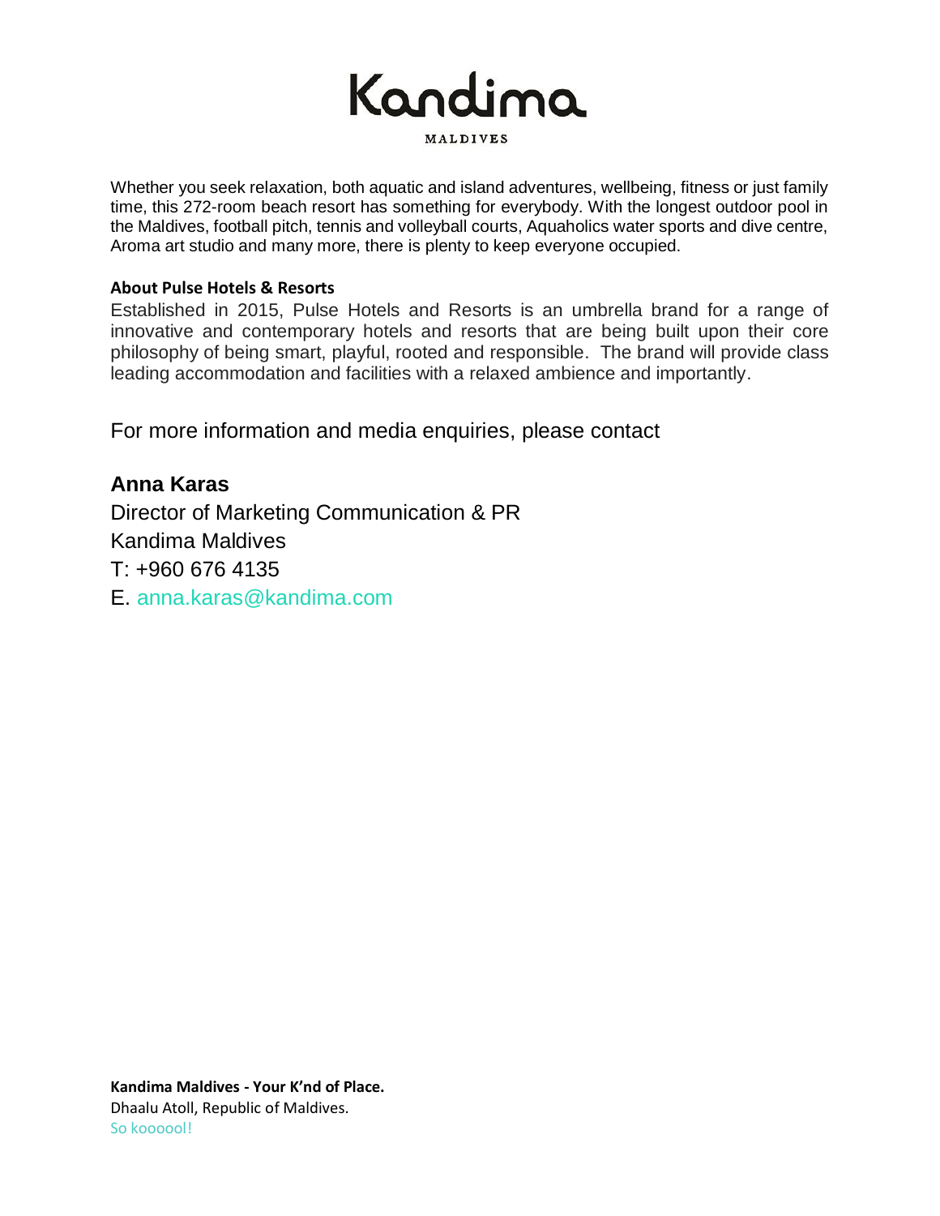# Kandima

MALDIVES

Whether you seek relaxation, both aquatic and island adventures, wellbeing, fitness or just family time, this 272-room beach resort has something for everybody. With the longest outdoor pool in the Maldives, football pitch, tennis and volleyball courts, Aquaholics water sports and dive centre, Aroma art studio and many more, there is plenty to keep everyone occupied.

**About Pulse Hotels & Resorts**

Established in 2015, Pulse Hotels and Resorts is an umbrella brand for a range of innovative and contemporary hotels and resorts that are being built upon their core philosophy of being smart, playful, rooted and responsible. The brand will provide class leading accommodation and facilities with a relaxed ambience and importantly.

For more information and media enquiries, please contact

**Anna Karas**

Director of Marketing Communication & PR

Kandima Maldives

T: +960 676 4135

E. anna.karas@kandima.com

**Kandima Maldives - Your K'nd of Place.**

Dhaalu Atoll, Republic of Maldives.

So koooool!